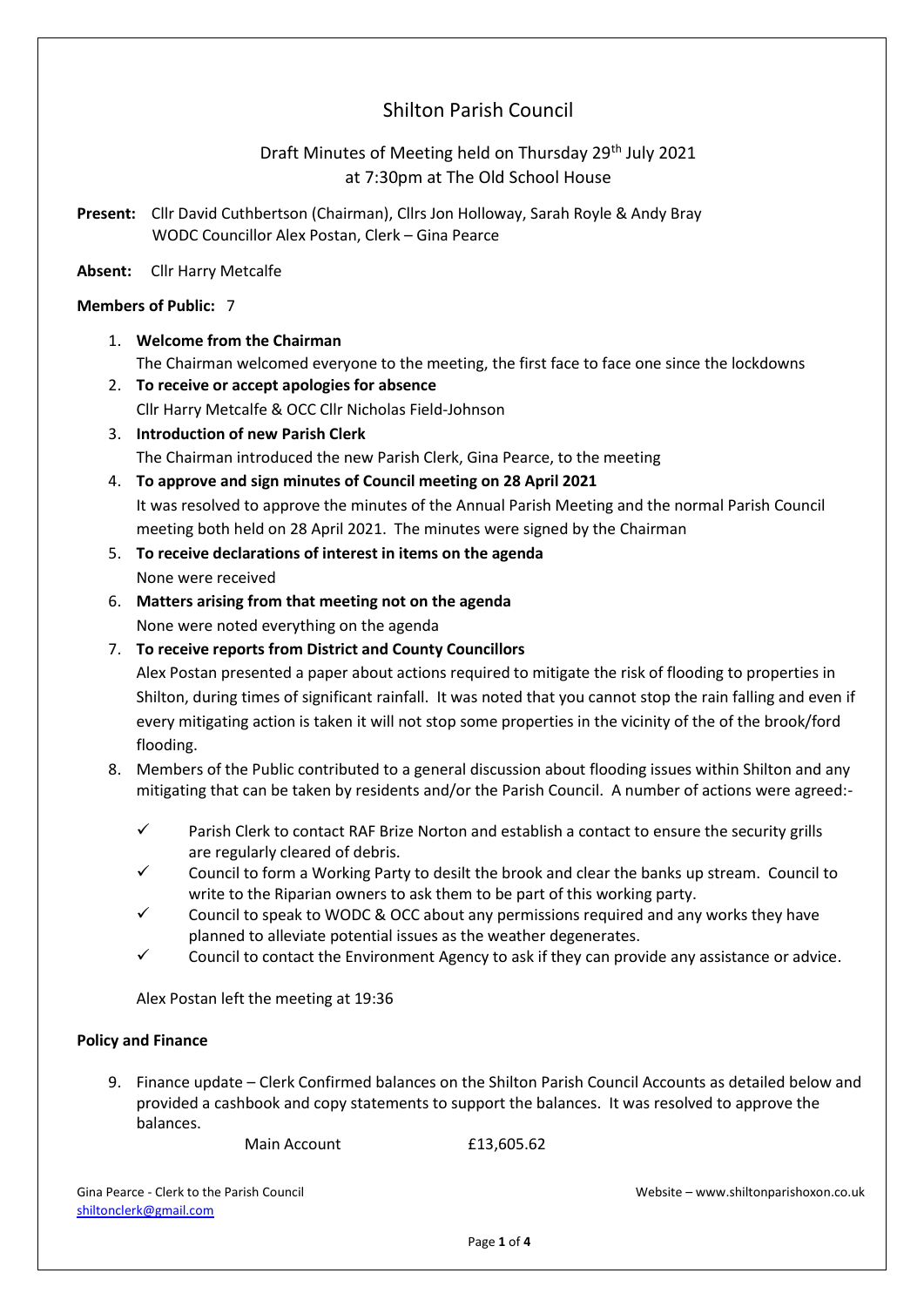# Shilton Parish Council

## Draft Minutes of Meeting held on Thursday 29th July 2021 at 7:30pm at The Old School House

**Present:** Cllr David Cuthbertson (Chairman), Cllrs Jon Holloway, Sarah Royle & Andy Bray
WODC Councillor Alex Postan, Clerk – Gina Pearce

**Absent:** Cllr Harry Metcalfe

**Members of Public:** 7

1. **Welcome from the Chairman**
   The Chairman welcomed everyone to the meeting, the first face to face one since the lockdowns
2. **To receive or accept apologies for absence**
   Cllr Harry Metcalfe & OCC Cllr Nicholas Field-Johnson
3. **Introduction of new Parish Clerk**
   The Chairman introduced the new Parish Clerk, Gina Pearce, to the meeting
4. **To approve and sign minutes of Council meeting on 28 April 2021**
   It was resolved to approve the minutes of the Annual Parish Meeting and the normal Parish Council meeting both held on 28 April 2021. The minutes were signed by the Chairman
5. **To receive declarations of interest in items on the agenda**
   None were received
6. **Matters arising from that meeting not on the agenda**
   None were noted everything on the agenda
7. **To receive reports from District and County Councillors**
   Alex Postan presented a paper about actions required to mitigate the risk of flooding to properties in Shilton, during times of significant rainfall. It was noted that you cannot stop the rain falling and even if every mitigating action is taken it will not stop some properties in the vicinity of the of the brook/ford flooding.
8. Members of the Public contributed to a general discussion about flooding issues within Shilton and any mitigating that can be taken by residents and/or the Parish Council. A number of actions were agreed:-
   - ✓ Parish Clerk to contact RAF Brize Norton and establish a contact to ensure the security grills are regularly cleared of debris.
   - ✓ Council to form a Working Party to desilt the brook and clear the banks up stream. Council to write to the Riparian owners to ask them to be part of this working party.
   - ✓ Council to speak to WODC & OCC about any permissions required and any works they have planned to alleviate potential issues as the weather degenerates.
   - ✓ Council to contact the Environment Agency to ask if they can provide any assistance or advice.

   Alex Postan left the meeting at 19:36

### Policy and Finance

9. Finance update – Clerk Confirmed balances on the Shilton Parish Council Accounts as detailed below and provided a cashbook and copy statements to support the balances. It was resolved to approve the balances.

   Main Account £13,605.62

Gina Pearce - Clerk to the Parish Council
shiltonclerk@gmail.com
Website – www.shiltonparishoxon.co.uk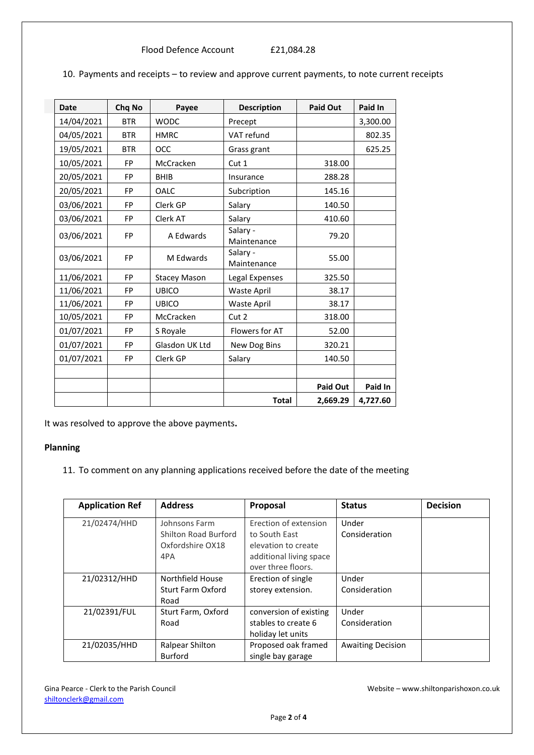Flood Defence Account £21,084.28

10. Payments and receipts – to review and approve current payments, to note current receipts

| Date | Chq No | Payee | Description | Paid Out | Paid In |
|---|---|---|---|---|---|
| 14/04/2021 | BTR | WODC | Precept | | 3,300.00 |
| 04/05/2021 | BTR | HMRC | VAT refund | | 802.35 |
| 19/05/2021 | BTR | OCC | Grass grant | | 625.25 |
| 10/05/2021 | FP | McCracken | Cut 1 | 318.00 | |
| 20/05/2021 | FP | BHIB | Insurance | 288.28 | |
| 20/05/2021 | FP | OALC | Subcription | 145.16 | |
| 03/06/2021 | FP | Clerk GP | Salary | 140.50 | |
| 03/06/2021 | FP | Clerk AT | Salary | 410.60 | |
| 03/06/2021 | FP | A Edwards | Salary - Maintenance | 79.20 | |
| 03/06/2021 | FP | M Edwards | Salary - Maintenance | 55.00 | |
| 11/06/2021 | FP | Stacey Mason | Legal Expenses | 325.50 | |
| 11/06/2021 | FP | UBICO | Waste April | 38.17 | |
| 11/06/2021 | FP | UBICO | Waste April | 38.17 | |
| 10/05/2021 | FP | McCracken | Cut 2 | 318.00 | |
| 01/07/2021 | FP | S Royale | Flowers for AT | 52.00 | |
| 01/07/2021 | FP | Glasdon UK Ltd | New Dog Bins | 320.21 | |
| 01/07/2021 | FP | Clerk GP | Salary | 140.50 | |
| | | | | | |
| | | | | **Paid Out** | **Paid In** |
| | | | **Total** | **2,669.29** | **4,727.60** |

It was resolved to approve the above payments**.**

**Planning**

11. To comment on any planning applications received before the date of the meeting

| Application Ref | Address | Proposal | Status | Decision |
|---|---|---|---|---|
| 21/02474/HHD | Johnsons Farm Shilton Road Burford Oxfordshire OX18 4PA | Erection of extension to South East elevation to create additional living space over three floors. | Under Consideration | |
| 21/02312/HHD | Northfield House Sturt Farm Oxford Road | Erection of single storey extension. | Under Consideration | |
| 21/02391/FUL | Sturt Farm, Oxford Road | conversion of existing stables to create 6 holiday let units | Under Consideration | |
| 21/02035/HHD | Ralpear Shilton Burford | Proposed oak framed single bay garage | Awaiting Decision | |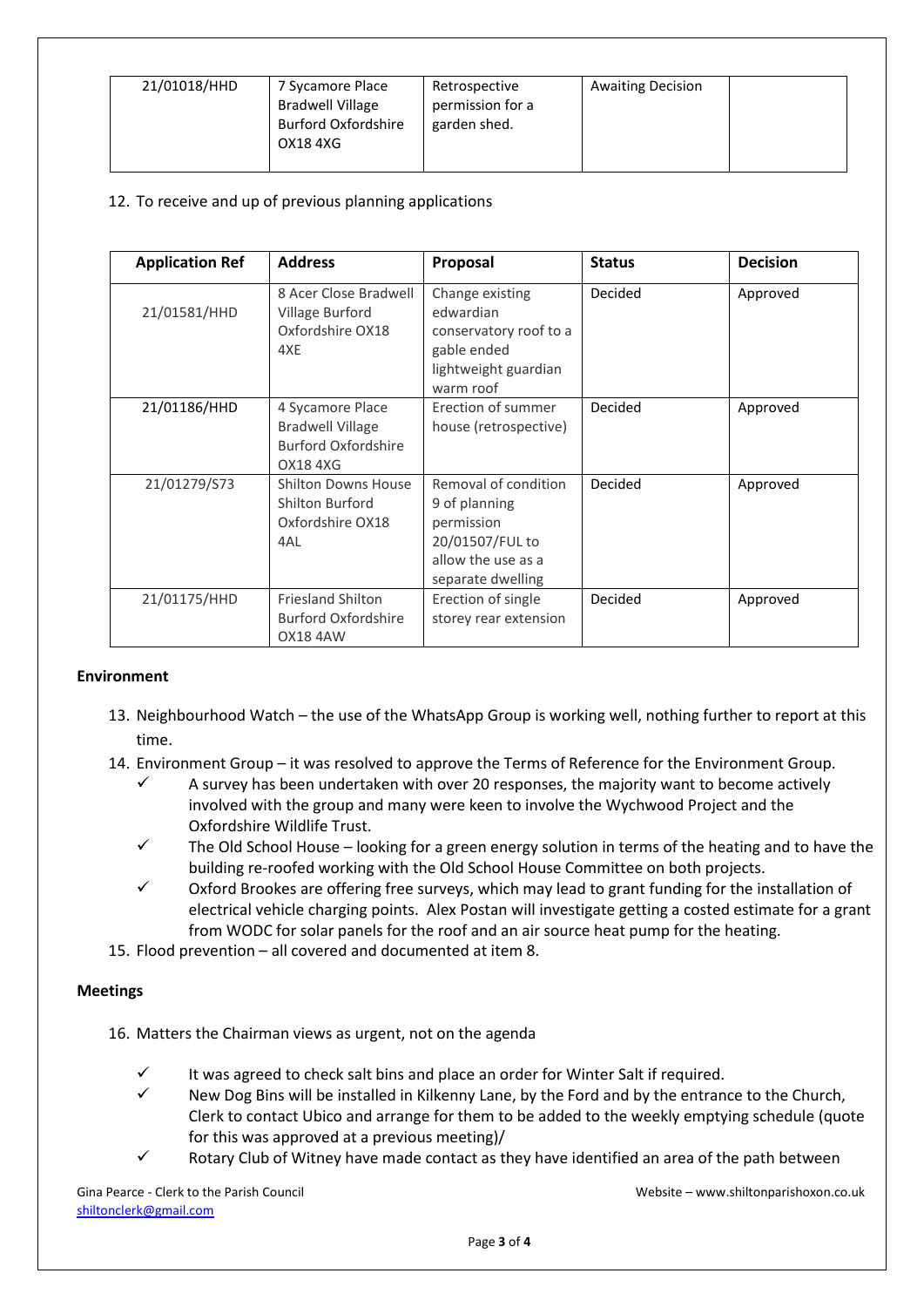| 21/01018/HHD | 7 Sycamore Place Bradwell Village Burford Oxfordshire OX18 4XG | Retrospective permission for a garden shed. | Awaiting Decision | |
|---|---|---|---|---|

12. To receive and up of previous planning applications

| Application Ref | Address | Proposal | Status | Decision |
|---|---|---|---|---|
| 21/01581/HHD | 8 Acer Close Bradwell Village Burford Oxfordshire OX18 4XE | Change existing edwardian conservatory roof to a gable ended lightweight guardian warm roof | Decided | Approved |
| 21/01186/HHD | 4 Sycamore Place Bradwell Village Burford Oxfordshire OX18 4XG | Erection of summer house (retrospective) | Decided | Approved |
| 21/01279/S73 | Shilton Downs House Shilton Burford Oxfordshire OX18 4AL | Removal of condition 9 of planning permission 20/01507/FUL to allow the use as a separate dwelling | Decided | Approved |
| 21/01175/HHD | Friesland Shilton Burford Oxfordshire OX18 4AW | Erection of single storey rear extension | Decided | Approved |

**Environment**

13. Neighbourhood Watch – the use of the WhatsApp Group is working well, nothing further to report at this time.
14. Environment Group – it was resolved to approve the Terms of Reference for the Environment Group.
    - ✓ A survey has been undertaken with over 20 responses, the majority want to become actively involved with the group and many were keen to involve the Wychwood Project and the Oxfordshire Wildlife Trust.
    - ✓ The Old School House – looking for a green energy solution in terms of the heating and to have the building re-roofed working with the Old School House Committee on both projects.
    - ✓ Oxford Brookes are offering free surveys, which may lead to grant funding for the installation of electrical vehicle charging points. Alex Postan will investigate getting a costed estimate for a grant from WODC for solar panels for the roof and an air source heat pump for the heating.
15. Flood prevention – all covered and documented at item 8.

**Meetings**

16. Matters the Chairman views as urgent, not on the agenda
    - ✓ It was agreed to check salt bins and place an order for Winter Salt if required.
    - ✓ New Dog Bins will be installed in Kilkenny Lane, by the Ford and by the entrance to the Church, Clerk to contact Ubico and arrange for them to be added to the weekly emptying schedule (quote for this was approved at a previous meeting)/
    - ✓ Rotary Club of Witney have made contact as they have identified an area of the path between

Gina Pearce - Clerk to the Parish Council
shiltonclerk@gmail.com
Website – www.shiltonparishoxon.co.uk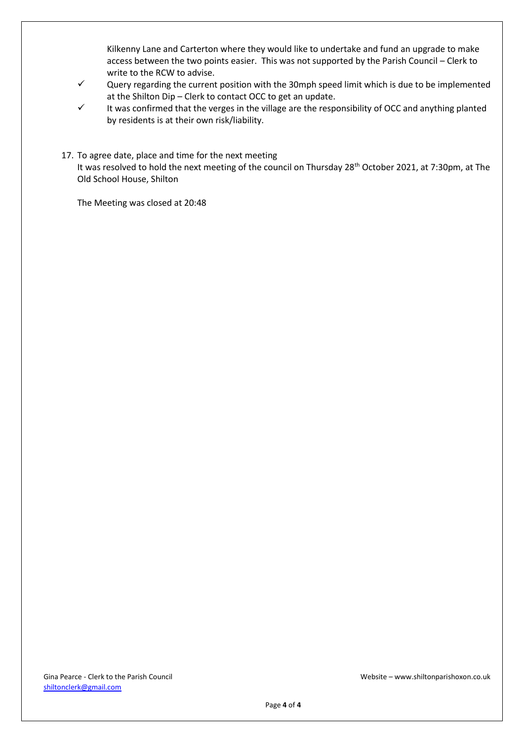Kilkenny Lane and Carterton where they would like to undertake and fund an upgrade to make access between the two points easier. This was not supported by the Parish Council – Clerk to write to the RCW to advise.

- ✓ Query regarding the current position with the 30mph speed limit which is due to be implemented at the Shilton Dip – Clerk to contact OCC to get an update.
- ✓ It was confirmed that the verges in the village are the responsibility of OCC and anything planted by residents is at their own risk/liability.

17. To agree date, place and time for the next meeting

It was resolved to hold the next meeting of the council on Thursday 28th October 2021, at 7:30pm, at The Old School House, Shilton

The Meeting was closed at 20:48

Gina Pearce - Clerk to the Parish Council
shiltonclerk@gmail.com

Website – www.shiltonparishoxon.co.uk